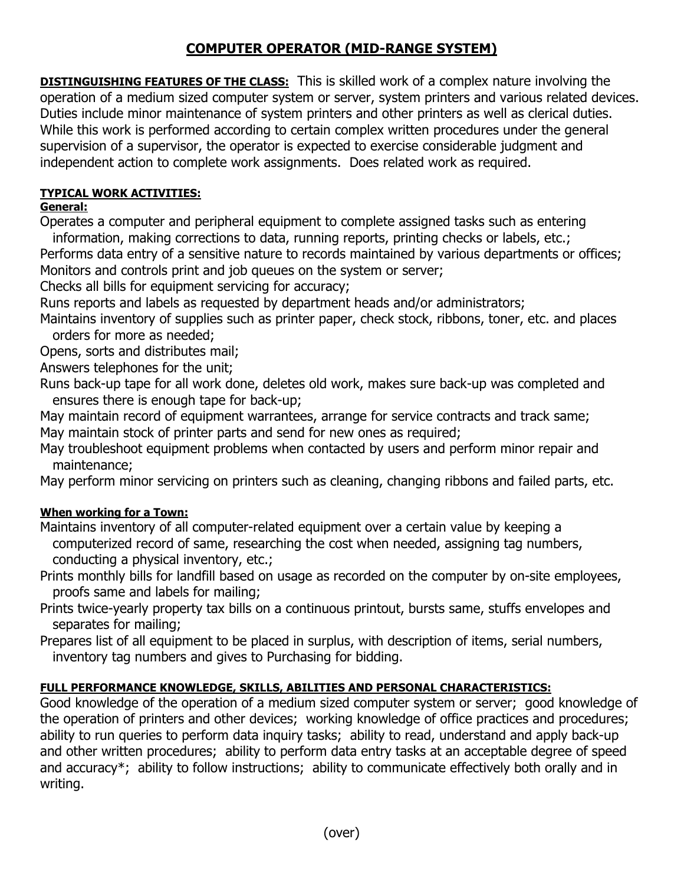# COMPUTER OPERATOR (MID-RANGE SYSTEM)

**DISTINGUISHING FEATURES OF THE CLASS:** This is skilled work of a complex nature involving the operation of a medium sized computer system or server, system printers and various related devices. Duties include minor maintenance of system printers and other printers as well as clerical duties. While this work is performed according to certain complex written procedures under the general supervision of a supervisor, the operator is expected to exercise considerable judgment and independent action to complete work assignments. Does related work as required.

**TYPICAL WORK ACTIVITIES:**

**General:**

Operates a computer and peripheral equipment to complete assigned tasks such as entering information, making corrections to data, running reports, printing checks or labels, etc.;

Performs data entry of a sensitive nature to records maintained by various departments or offices;

Monitors and controls print and job queues on the system or server;

Checks all bills for equipment servicing for accuracy;

Runs reports and labels as requested by department heads and/or administrators;

Maintains inventory of supplies such as printer paper, check stock, ribbons, toner, etc. and places orders for more as needed;

Opens, sorts and distributes mail;

Answers telephones for the unit;

Runs back-up tape for all work done, deletes old work, makes sure back-up was completed and ensures there is enough tape for back-up;

May maintain record of equipment warrantees, arrange for service contracts and track same;

May maintain stock of printer parts and send for new ones as required;

May troubleshoot equipment problems when contacted by users and perform minor repair and maintenance;

May perform minor servicing on printers such as cleaning, changing ribbons and failed parts, etc.

**When working for a Town:**

Maintains inventory of all computer-related equipment over a certain value by keeping a computerized record of same, researching the cost when needed, assigning tag numbers, conducting a physical inventory, etc.;

Prints monthly bills for landfill based on usage as recorded on the computer by on-site employees, proofs same and labels for mailing;

Prints twice-yearly property tax bills on a continuous printout, bursts same, stuffs envelopes and separates for mailing;

Prepares list of all equipment to be placed in surplus, with description of items, serial numbers, inventory tag numbers and gives to Purchasing for bidding.

**FULL PERFORMANCE KNOWLEDGE, SKILLS, ABILITIES AND PERSONAL CHARACTERISTICS:**

Good knowledge of the operation of a medium sized computer system or server; good knowledge of the operation of printers and other devices; working knowledge of office practices and procedures; ability to run queries to perform data inquiry tasks; ability to read, understand and apply back-up and other written procedures; ability to perform data entry tasks at an acceptable degree of speed and accuracy*; ability to follow instructions; ability to communicate effectively both orally and in writing.

(over)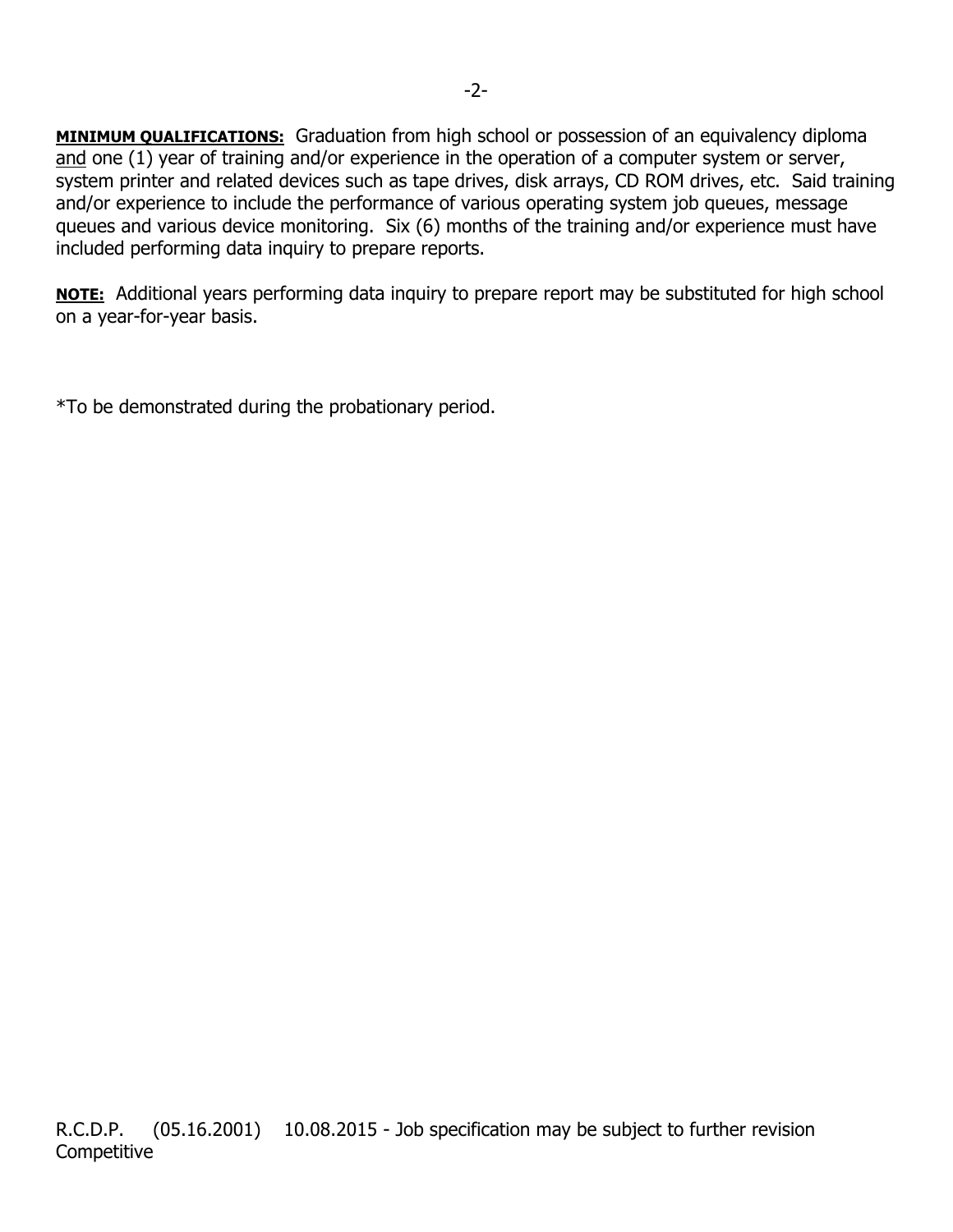**MINIMUM QUALIFICATIONS:** Graduation from high school or possession of an equivalency diploma and one (1) year of training and/or experience in the operation of a computer system or server, system printer and related devices such as tape drives, disk arrays, CD ROM drives, etc. Said training and/or experience to include the performance of various operating system job queues, message queues and various device monitoring. Six (6) months of the training and/or experience must have included performing data inquiry to prepare reports.

**NOTE:** Additional years performing data inquiry to prepare report may be substituted for high school on a year-for-year basis.

*To be demonstrated during the probationary period.

R.C.D.P. (05.16.2001) 10.08.2015 - Job specification may be subject to further revision
Competitive